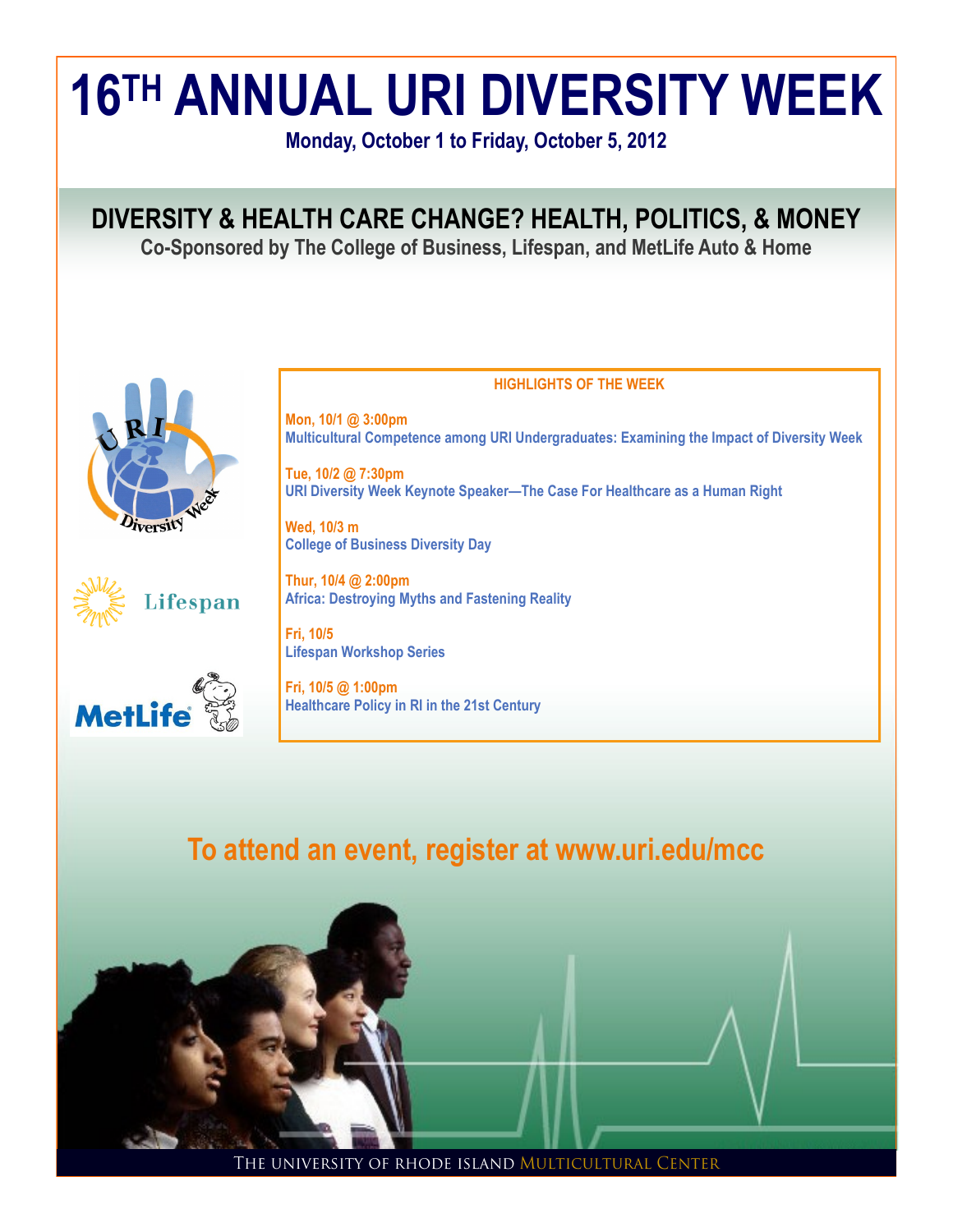# 16TH ANNUAL URI DIVERSITY WEEK

**Monday, October 1 to Friday, October 5, 2012**

## DIVERSITY & HEALTH CARE CHANGE? HEALTH, POLITICS, & MONEY

**Co-Sponsored by The College of Business, Lifespan, and MetLife Auto & Home**

### HIGHLIGHTS OF THE WEEK

**Mon, 10/1 @ 3:00pm**
Multicultural Competence among URI Undergraduates: Examining the Impact of Diversity Week

**Tue, 10/2 @ 7:30pm**
URI Diversity Week Keynote Speaker—The Case For Healthcare as a Human Right

**Wed, 10/3 m**
College of Business Diversity Day

**Thur, 10/4 @ 2:00pm**
Africa: Destroying Myths and Fastening Reality

**Fri, 10/5**
Lifespan Workshop Series

**Fri, 10/5 @ 1:00pm**
Healthcare Policy in RI in the 21st Century

## To attend an event, register at www.uri.edu/mcc

THE UNIVERSITY OF RHODE ISLAND MULTICULTURAL CENTER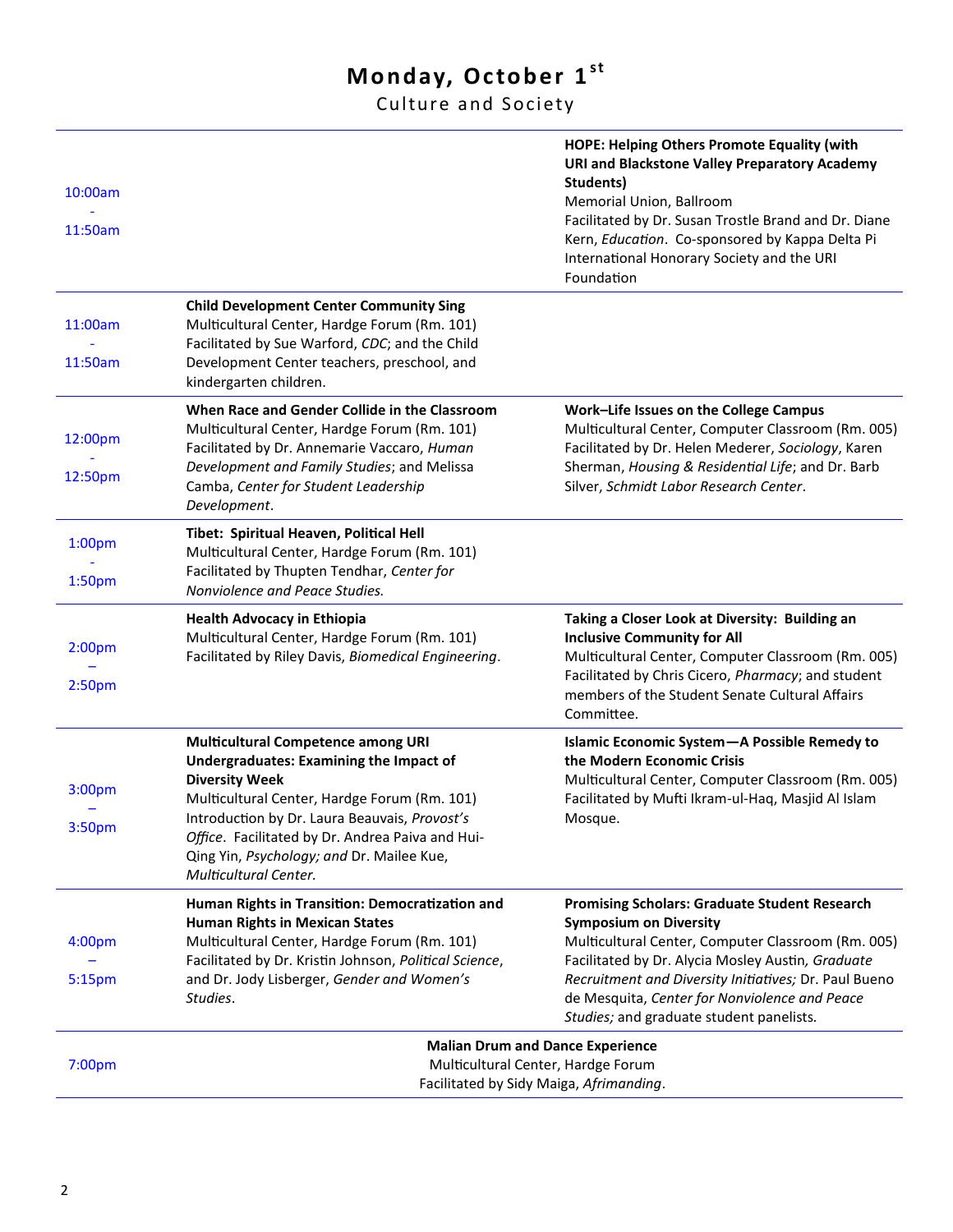# Monday, October 1st

## Culture and Society

| Time | | |
|---|---|---|
| 10:00am - 11:50am | | **HOPE: Helping Others Promote Equality (with URI and Blackstone Valley Preparatory Academy Students)**<br>Memorial Union, Ballroom<br>Facilitated by Dr. Susan Trostle Brand and Dr. Diane Kern, *Education*. Co-sponsored by Kappa Delta Pi International Honorary Society and the URI Foundation |
| 11:00am - 11:50am | **Child Development Center Community Sing**<br>Multicultural Center, Hardge Forum (Rm. 101)<br>Facilitated by Sue Warford, *CDC*; and the Child Development Center teachers, preschool, and kindergarten children. | |
| 12:00pm - 12:50pm | **When Race and Gender Collide in the Classroom**<br>Multicultural Center, Hardge Forum (Rm. 101)<br>Facilitated by Dr. Annemarie Vaccaro, *Human Development and Family Studies*; and Melissa Camba, *Center for Student Leadership Development*. | **Work–Life Issues on the College Campus**<br>Multicultural Center, Computer Classroom (Rm. 005)<br>Facilitated by Dr. Helen Mederer, *Sociology*, Karen Sherman, *Housing & Residential Life*; and Dr. Barb Silver, *Schmidt Labor Research Center*. |
| 1:00pm - 1:50pm | **Tibet: Spiritual Heaven, Political Hell**<br>Multicultural Center, Hardge Forum (Rm. 101)<br>Facilitated by Thupten Tendhar, *Center for Nonviolence and Peace Studies.* | |
| 2:00pm – 2:50pm | **Health Advocacy in Ethiopia**<br>Multicultural Center, Hardge Forum (Rm. 101)<br>Facilitated by Riley Davis, *Biomedical Engineering*. | **Taking a Closer Look at Diversity: Building an Inclusive Community for All**<br>Multicultural Center, Computer Classroom (Rm. 005)<br>Facilitated by Chris Cicero, *Pharmacy*; and student members of the Student Senate Cultural Affairs Committee. |
| 3:00pm – 3:50pm | **Multicultural Competence among URI Undergraduates: Examining the Impact of Diversity Week**<br>Multicultural Center, Hardge Forum (Rm. 101)<br>Introduction by Dr. Laura Beauvais, *Provost's Office*. Facilitated by Dr. Andrea Paiva and Hui-Qing Yin, *Psychology; and* Dr. Mailee Kue, *Multicultural Center.* | **Islamic Economic System—A Possible Remedy to the Modern Economic Crisis**<br>Multicultural Center, Computer Classroom (Rm. 005)<br>Facilitated by Mufti Ikram-ul-Haq, Masjid Al Islam Mosque. |
| 4:00pm – 5:15pm | **Human Rights in Transition: Democratization and Human Rights in Mexican States**<br>Multicultural Center, Hardge Forum (Rm. 101)<br>Facilitated by Dr. Kristin Johnson, *Political Science*, and Dr. Jody Lisberger, *Gender and Women's Studies*. | **Promising Scholars: Graduate Student Research Symposium on Diversity**<br>Multicultural Center, Computer Classroom (Rm. 005)<br>Facilitated by Dr. Alycia Mosley Austin*, Graduate Recruitment and Diversity Initiatives;* Dr. Paul Bueno de Mesquita, *Center for Nonviolence and Peace Studies;* and graduate student panelists. |
| 7:00pm | **Malian Drum and Dance Experience**<br>Multicultural Center, Hardge Forum<br>Facilitated by Sidy Maiga, *Afrimanding*. | |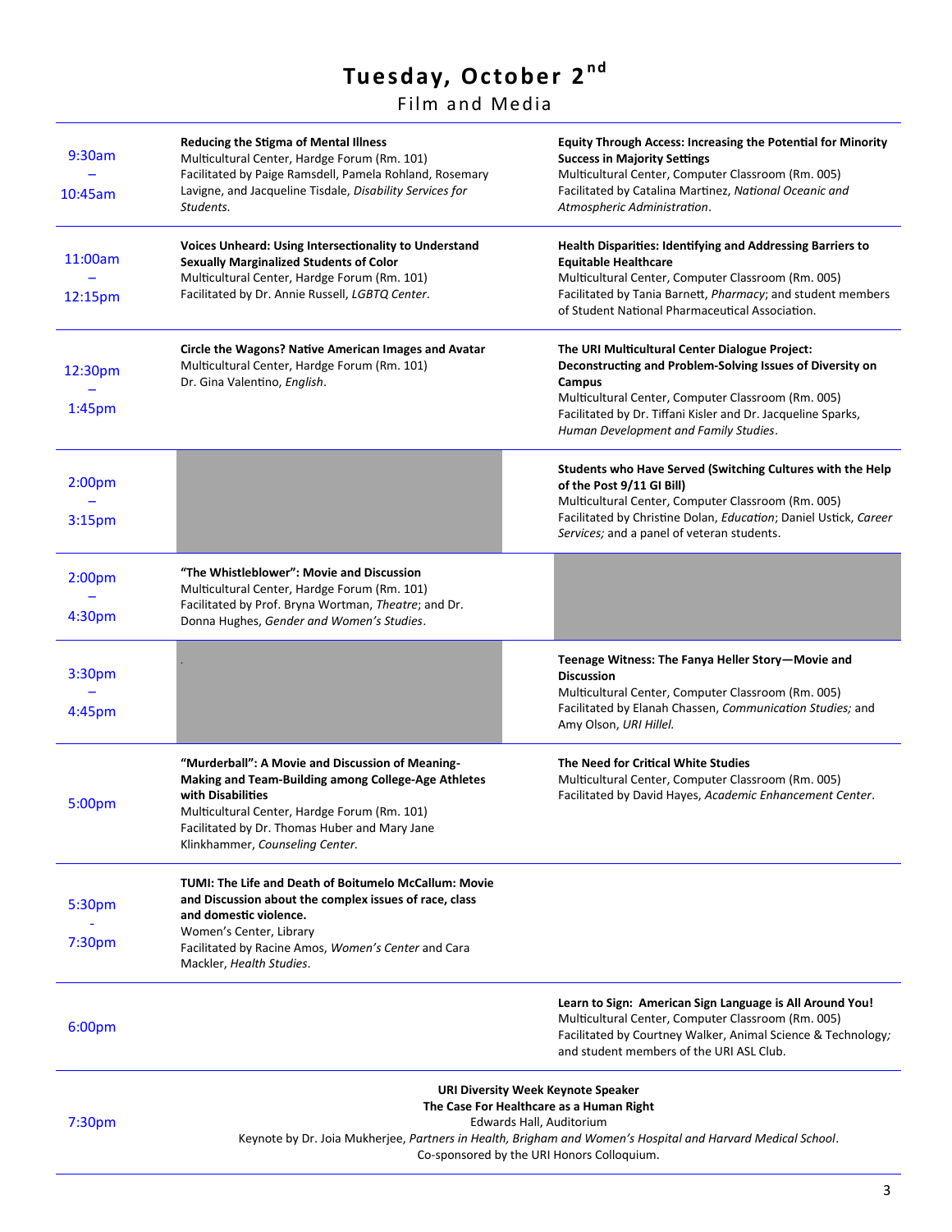# Tuesday, October 2nd

## Film and Media

| Time | Hardge Forum / Other | Computer Classroom |
| --- | --- | --- |
| 9:30am – 10:45am | **Reducing the Stigma of Mental Illness**<br>Multicultural Center, Hardge Forum (Rm. 101)<br>Facilitated by Paige Ramsdell, Pamela Rohland, Rosemary Lavigne, and Jacqueline Tisdale, *Disability Services for Students.* | **Equity Through Access: Increasing the Potential for Minority Success in Majority Settings**<br>Multicultural Center, Computer Classroom (Rm. 005)<br>Facilitated by Catalina Martinez, *National Oceanic and Atmospheric Administration*. |
| 11:00am – 12:15pm | **Voices Unheard: Using Intersectionality to Understand Sexually Marginalized Students of Color**<br>Multicultural Center, Hardge Forum (Rm. 101)<br>Facilitated by Dr. Annie Russell, *LGBTQ Center*. | **Health Disparities: Identifying and Addressing Barriers to Equitable Healthcare**<br>Multicultural Center, Computer Classroom (Rm. 005)<br>Facilitated by Tania Barnett, *Pharmacy*; and student members of Student National Pharmaceutical Association. |
| 12:30pm – 1:45pm | **Circle the Wagons? Native American Images and Avatar**<br>Multicultural Center, Hardge Forum (Rm. 101)<br>Dr. Gina Valentino, *English*. | **The URI Multicultural Center Dialogue Project: Deconstructing and Problem-Solving Issues of Diversity on Campus**<br>Multicultural Center, Computer Classroom (Rm. 005)<br>Facilitated by Dr. Tiffani Kisler and Dr. Jacqueline Sparks, *Human Development and Family Studies*. |
| 2:00pm – 3:15pm | | **Students who Have Served (Switching Cultures with the Help of the Post 9/11 GI Bill)**<br>Multicultural Center, Computer Classroom (Rm. 005)<br>Facilitated by Christine Dolan, *Education*; Daniel Ustick, *Career Services;* and a panel of veteran students. |
| 2:00pm – 4:30pm | **"The Whistleblower": Movie and Discussion**<br>Multicultural Center, Hardge Forum (Rm. 101)<br>Facilitated by Prof. Bryna Wortman, *Theatre*; and Dr. Donna Hughes, *Gender and Women's Studies*. | |
| 3:30pm – 4:45pm | | **Teenage Witness: The Fanya Heller Story—Movie and Discussion**<br>Multicultural Center, Computer Classroom (Rm. 005)<br>Facilitated by Elanah Chassen, *Communication Studies;* and Amy Olson, *URI Hillel.* |
| 5:00pm | **"Murderball": A Movie and Discussion of Meaning-Making and Team-Building among College-Age Athletes with Disabilities**<br>Multicultural Center, Hardge Forum (Rm. 101)<br>Facilitated by Dr. Thomas Huber and Mary Jane Klinkhammer, *Counseling Center.* | **The Need for Critical White Studies**<br>Multicultural Center, Computer Classroom (Rm. 005)<br>Facilitated by David Hayes, *Academic Enhancement Center*. |
| 5:30pm - 7:30pm | **TUMI: The Life and Death of Boitumelo McCallum: Movie and Discussion about the complex issues of race, class and domestic violence.**<br>Women's Center, Library<br>Facilitated by Racine Amos, *Women's Center* and Cara Mackler, *Health Studies*. | |
| 6:00pm | | **Learn to Sign: American Sign Language is All Around You!**<br>Multicultural Center, Computer Classroom (Rm. 005)<br>Facilitated by Courtney Walker, Animal Science & Technology*;* and student members of the URI ASL Club. |
| 7:30pm | **URI Diversity Week Keynote Speaker**<br>**The Case For Healthcare as a Human Right**<br>Edwards Hall, Auditorium<br>Keynote by Dr. Joia Mukherjee, *Partners in Health, Brigham and Women's Hospital and Harvard Medical School*.<br>Co-sponsored by the URI Honors Colloquium. | |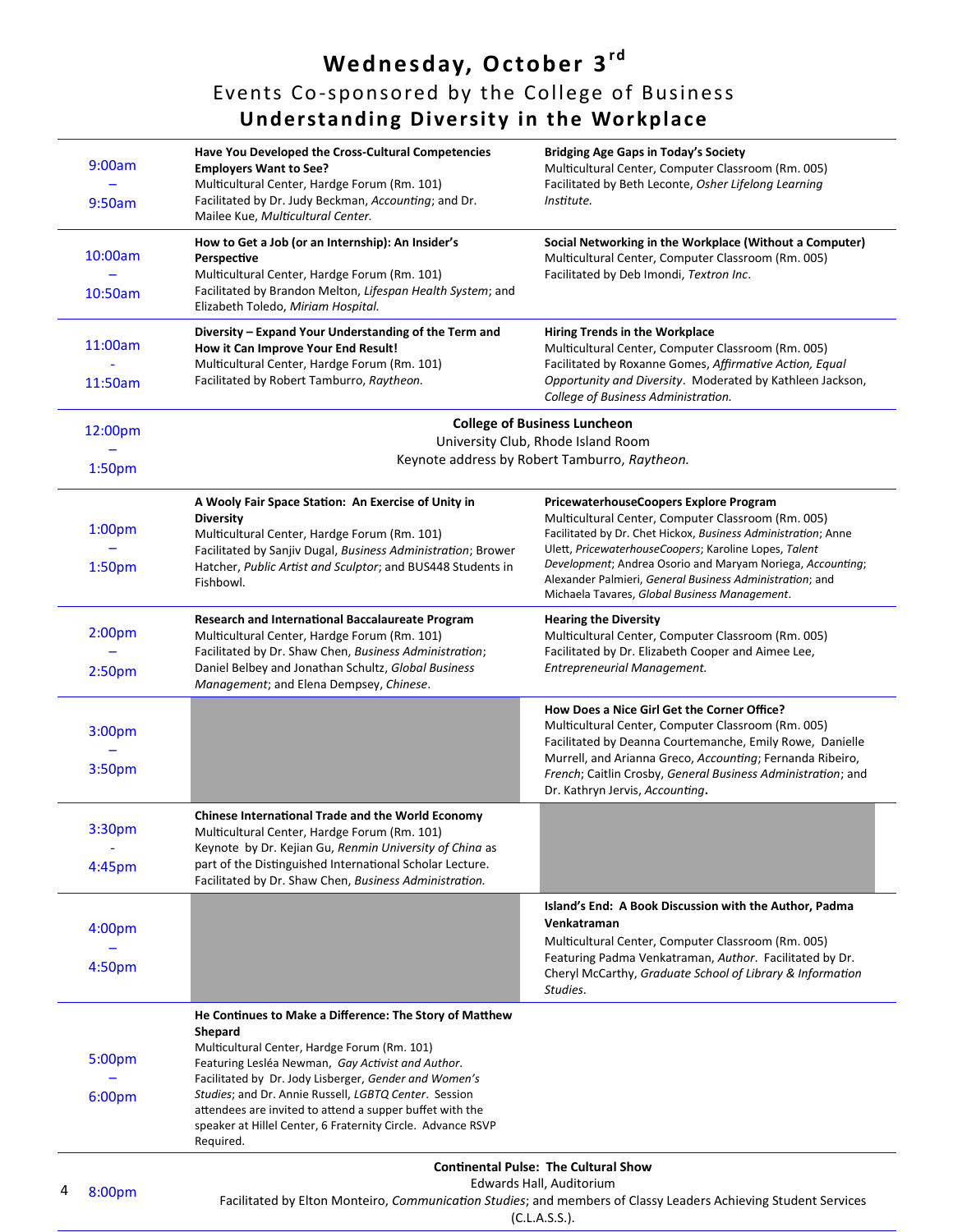# Wednesday, October 3rd

## Events Co-sponsored by the College of Business

## Understanding Diversity in the Workplace

| Time | Multicultural Center, Hardge Forum (Rm. 101) | Multicultural Center, Computer Classroom (Rm. 005) |
|---|---|---|
| 9:00am – 9:50am | **Have You Developed the Cross-Cultural Competencies Employers Want to See?** Multicultural Center, Hardge Forum (Rm. 101) Facilitated by Dr. Judy Beckman, *Accounting*; and Dr. Mailee Kue, *Multicultural Center.* | **Bridging Age Gaps in Today's Society** Multicultural Center, Computer Classroom (Rm. 005) Facilitated by Beth Leconte, *Osher Lifelong Learning Institute.* |
| 10:00am – 10:50am | **How to Get a Job (or an Internship): An Insider's Perspective** Multicultural Center, Hardge Forum (Rm. 101) Facilitated by Brandon Melton, *Lifespan Health System*; and Elizabeth Toledo, *Miriam Hospital.* | **Social Networking in the Workplace (Without a Computer)** Multicultural Center, Computer Classroom (Rm. 005) Facilitated by Deb Imondi, *Textron Inc*. |
| 11:00am - 11:50am | **Diversity – Expand Your Understanding of the Term and How it Can Improve Your End Result!** Multicultural Center, Hardge Forum (Rm. 101) Facilitated by Robert Tamburro, *Raytheon.* | **Hiring Trends in the Workplace** Multicultural Center, Computer Classroom (Rm. 005) Facilitated by Roxanne Gomes, *Affirmative Action, Equal Opportunity and Diversity*. Moderated by Kathleen Jackson, *College of Business Administration.* |
| 12:00pm – 1:50pm | **College of Business Luncheon** University Club, Rhode Island Room Keynote address by Robert Tamburro, *Raytheon.* | |
| 1:00pm – 1:50pm | **A Wooly Fair Space Station: An Exercise of Unity in Diversity** Multicultural Center, Hardge Forum (Rm. 101) Facilitated by Sanjiv Dugal, *Business Administration*; Brower Hatcher, *Public Artist and Sculptor*; and BUS448 Students in Fishbowl. | **PricewaterhouseCoopers Explore Program** Multicultural Center, Computer Classroom (Rm. 005) Facilitated by Dr. Chet Hickox, *Business Administration*; Anne Ulett, *PricewaterhouseCoopers*; Karoline Lopes, *Talent Development*; Andrea Osorio and Maryam Noriega, *Accounting*; Alexander Palmieri, *General Business Administration*; and Michaela Tavares, *Global Business Management*. |
| 2:00pm – 2:50pm | **Research and International Baccalaureate Program** Multicultural Center, Hardge Forum (Rm. 101) Facilitated by Dr. Shaw Chen, *Business Administration*; Daniel Belbey and Jonathan Schultz, *Global Business Management*; and Elena Dempsey, *Chinese*. | **Hearing the Diversity** Multicultural Center, Computer Classroom (Rm. 005) Facilitated by Dr. Elizabeth Cooper and Aimee Lee, *Entrepreneurial Management.* |
| 3:00pm – 3:50pm | | **How Does a Nice Girl Get the Corner Office?** Multicultural Center, Computer Classroom (Rm. 005) Facilitated by Deanna Courtemanche, Emily Rowe, Danielle Murrell, and Arianna Greco, *Accounting*; Fernanda Ribeiro, *French*; Caitlin Crosby, *General Business Administration*; and Dr. Kathryn Jervis, *Accounting*. |
| 3:30pm - 4:45pm | **Chinese International Trade and the World Economy** Multicultural Center, Hardge Forum (Rm. 101) Keynote by Dr. Kejian Gu, *Renmin University of China* as part of the Distinguished International Scholar Lecture. Facilitated by Dr. Shaw Chen, *Business Administration.* | |
| 4:00pm – 4:50pm | | **Island's End: A Book Discussion with the Author, Padma Venkatraman** Multicultural Center, Computer Classroom (Rm. 005) Featuring Padma Venkatraman, *Author*. Facilitated by Dr. Cheryl McCarthy, *Graduate School of Library & Information Studies*. |
| 5:00pm – 6:00pm | **He Continues to Make a Difference: The Story of Matthew Shepard** Multicultural Center, Hardge Forum (Rm. 101) Featuring Lesléa Newman, *Gay Activist and Author*. Facilitated by Dr. Jody Lisberger, *Gender and Women's Studies*; and Dr. Annie Russell, *LGBTQ Center*. Session attendees are invited to attend a supper buffet with the speaker at Hillel Center, 6 Fraternity Circle. Advance RSVP Required. | |
| 8:00pm | **Continental Pulse: The Cultural Show** Edwards Hall, Auditorium Facilitated by Elton Monteiro, *Communication Studies*; and members of Classy Leaders Achieving Student Services (C.L.A.S.S.). | |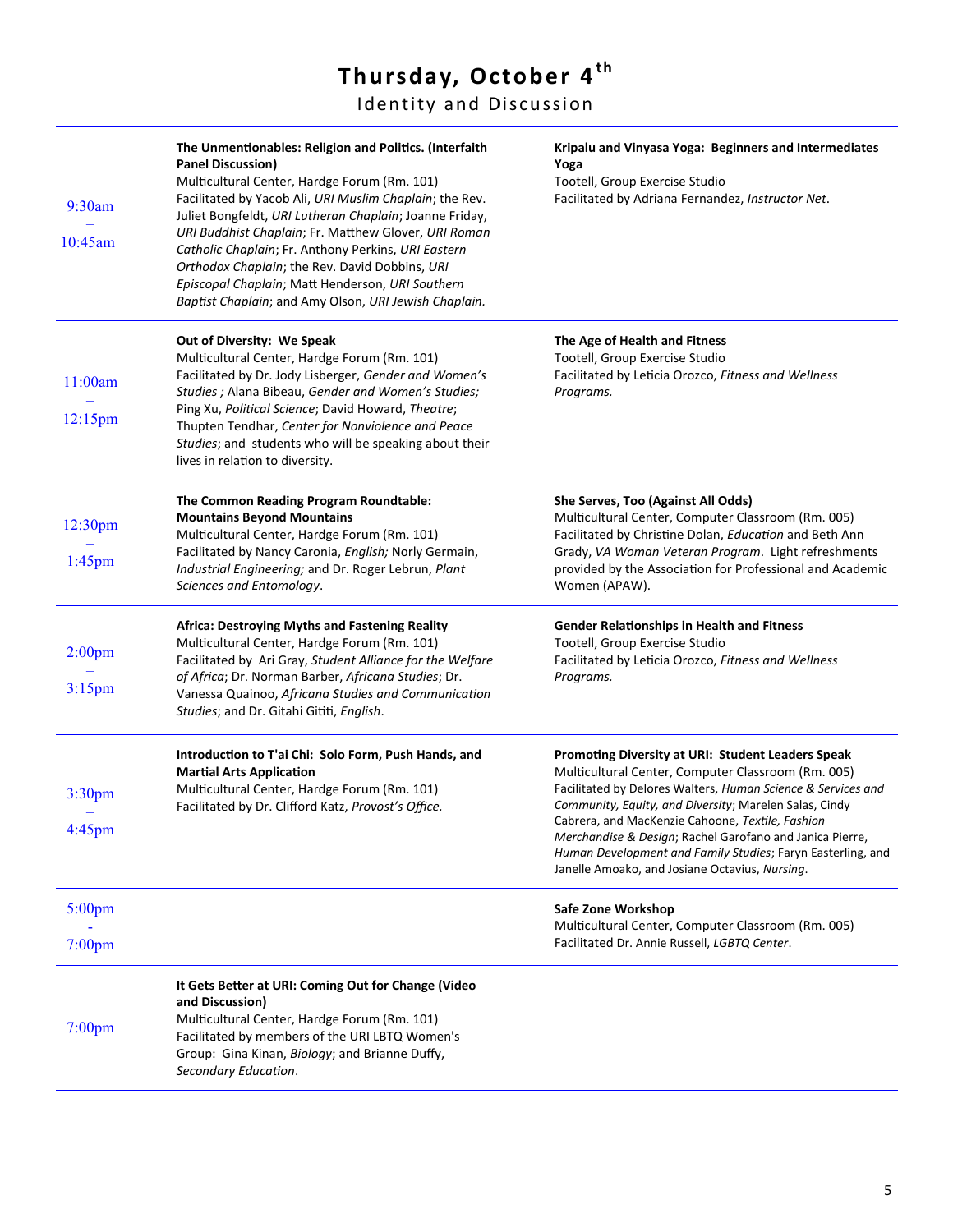# Thursday, October 4th

## Identity and Discussion

| Time | | |
|---|---|---|
| 9:30am – 10:45am | **The Unmentionables: Religion and Politics. (Interfaith Panel Discussion)**<br>Multicultural Center, Hardge Forum (Rm. 101)<br>Facilitated by Yacob Ali, *URI Muslim Chaplain*; the Rev. Juliet Bongfeldt, *URI Lutheran Chaplain*; Joanne Friday, *URI Buddhist Chaplain*; Fr. Matthew Glover, *URI Roman Catholic Chaplain*; Fr. Anthony Perkins, *URI Eastern Orthodox Chaplain*; the Rev. David Dobbins, *URI Episcopal Chaplain*; Matt Henderson, *URI Southern Baptist Chaplain*; and Amy Olson, *URI Jewish Chaplain.* | **Kripalu and Vinyasa Yoga: Beginners and Intermediates Yoga**<br>Tootell, Group Exercise Studio<br>Facilitated by Adriana Fernandez, *Instructor Net*. |
| 11:00am – 12:15pm | **Out of Diversity: We Speak**<br>Multicultural Center, Hardge Forum (Rm. 101)<br>Facilitated by Dr. Jody Lisberger, *Gender and Women's Studies* ; Alana Bibeau, *Gender and Women's Studies;* Ping Xu, *Political Science*; David Howard, *Theatre*; Thupten Tendhar, *Center for Nonviolence and Peace Studies*; and students who will be speaking about their lives in relation to diversity. | **The Age of Health and Fitness**<br>Tootell, Group Exercise Studio<br>Facilitated by Leticia Orozco, *Fitness and Wellness Programs.* |
| 12:30pm – 1:45pm | **The Common Reading Program Roundtable: Mountains Beyond Mountains**<br>Multicultural Center, Hardge Forum (Rm. 101)<br>Facilitated by Nancy Caronia, *English;* Norly Germain, *Industrial Engineering;* and Dr. Roger Lebrun, *Plant Sciences and Entomology*. | **She Serves, Too (Against All Odds)**<br>Multicultural Center, Computer Classroom (Rm. 005)<br>Facilitated by Christine Dolan, *Education* and Beth Ann Grady, *VA Woman Veteran Program*. Light refreshments provided by the Association for Professional and Academic Women (APAW). |
| 2:00pm – 3:15pm | **Africa: Destroying Myths and Fastening Reality**<br>Multicultural Center, Hardge Forum (Rm. 101)<br>Facilitated by Ari Gray, *Student Alliance for the Welfare of Africa*; Dr. Norman Barber, *Africana Studies*; Dr. Vanessa Quainoo, *Africana Studies and Communication Studies*; and Dr. Gitahi Gititi, *English*. | **Gender Relationships in Health and Fitness**<br>Tootell, Group Exercise Studio<br>Facilitated by Leticia Orozco, *Fitness and Wellness Programs.* |
| 3:30pm – 4:45pm | **Introduction to T'ai Chi: Solo Form, Push Hands, and Martial Arts Application**<br>Multicultural Center, Hardge Forum (Rm. 101)<br>Facilitated by Dr. Clifford Katz, *Provost's Office.* | **Promoting Diversity at URI: Student Leaders Speak**<br>Multicultural Center, Computer Classroom (Rm. 005)<br>Facilitated by Delores Walters, *Human Science & Services and Community, Equity, and Diversity*; Marelen Salas, Cindy Cabrera, and MacKenzie Cahoone, *Textile, Fashion Merchandise & Design*; Rachel Garofano and Janica Pierre, *Human Development and Family Studies*; Faryn Easterling, and Janelle Amoako, and Josiane Octavius, *Nursing*. |
| 5:00pm - 7:00pm | | **Safe Zone Workshop**<br>Multicultural Center, Computer Classroom (Rm. 005)<br>Facilitated Dr. Annie Russell, *LGBTQ Center*. |
| 7:00pm | **It Gets Better at URI: Coming Out for Change (Video and Discussion)**<br>Multicultural Center, Hardge Forum (Rm. 101)<br>Facilitated by members of the URI LBTQ Women's Group: Gina Kinan, *Biology*; and Brianne Duffy, *Secondary Education*. | |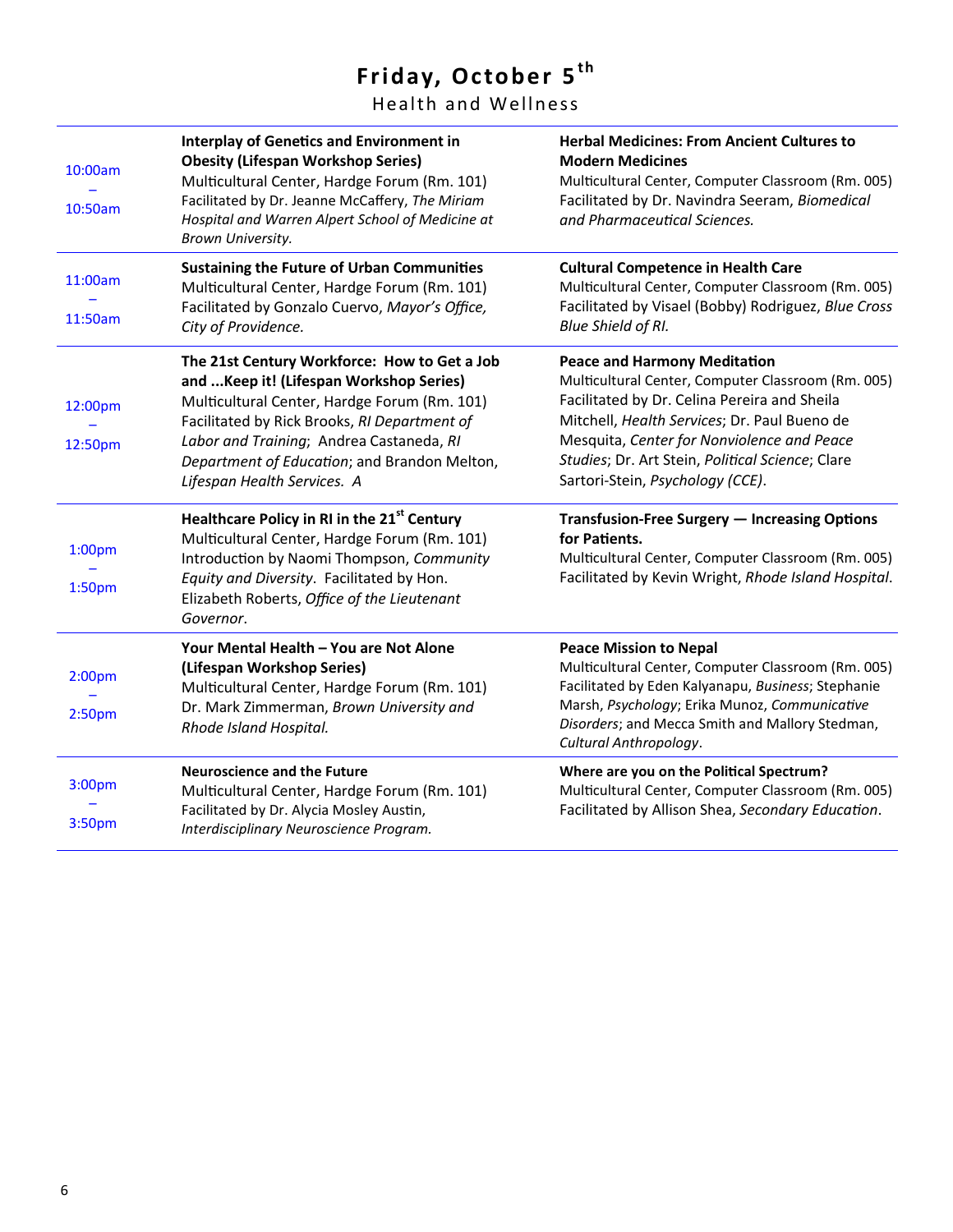# Friday, October 5th

## Health and Wellness

| Time | Hardge Forum | Computer Classroom |
|---|---|---|
| 10:00am – 10:50am | **Interplay of Genetics and Environment in Obesity (Lifespan Workshop Series)**<br>Multicultural Center, Hardge Forum (Rm. 101)<br>Facilitated by Dr. Jeanne McCaffery, *The Miriam Hospital and Warren Alpert School of Medicine at Brown University.* | **Herbal Medicines: From Ancient Cultures to Modern Medicines**<br>Multicultural Center, Computer Classroom (Rm. 005)<br>Facilitated by Dr. Navindra Seeram, *Biomedical and Pharmaceutical Sciences.* |
| 11:00am – 11:50am | **Sustaining the Future of Urban Communities**<br>Multicultural Center, Hardge Forum (Rm. 101)<br>Facilitated by Gonzalo Cuervo, *Mayor's Office, City of Providence.* | **Cultural Competence in Health Care**<br>Multicultural Center, Computer Classroom (Rm. 005)<br>Facilitated by Visael (Bobby) Rodriguez, *Blue Cross Blue Shield of RI.* |
| 12:00pm – 12:50pm | **The 21st Century Workforce: How to Get a Job and ...Keep it! (Lifespan Workshop Series)**<br>Multicultural Center, Hardge Forum (Rm. 101)<br>Facilitated by Rick Brooks, *RI Department of Labor and Training*; Andrea Castaneda, *RI Department of Education*; and Brandon Melton, *Lifespan Health Services. A* | **Peace and Harmony Meditation**<br>Multicultural Center, Computer Classroom (Rm. 005)<br>Facilitated by Dr. Celina Pereira and Sheila Mitchell, *Health Services*; Dr. Paul Bueno de Mesquita, *Center for Nonviolence and Peace Studies*; Dr. Art Stein, *Political Science*; Clare Sartori-Stein, *Psychology (CCE)*. |
| 1:00pm – 1:50pm | **Healthcare Policy in RI in the 21st Century**<br>Multicultural Center, Hardge Forum (Rm. 101)<br>Introduction by Naomi Thompson, *Community Equity and Diversity*. Facilitated by Hon. Elizabeth Roberts, *Office of the Lieutenant Governor*. | **Transfusion-Free Surgery — Increasing Options for Patients.**<br>Multicultural Center, Computer Classroom (Rm. 005)<br>Facilitated by Kevin Wright, *Rhode Island Hospital*. |
| 2:00pm – 2:50pm | **Your Mental Health – You are Not Alone (Lifespan Workshop Series)**<br>Multicultural Center, Hardge Forum (Rm. 101)<br>Dr. Mark Zimmerman, *Brown University and Rhode Island Hospital.* | **Peace Mission to Nepal**<br>Multicultural Center, Computer Classroom (Rm. 005)<br>Facilitated by Eden Kalyanapu, *Business*; Stephanie Marsh, *Psychology*; Erika Munoz, *Communicative Disorders*; and Mecca Smith and Mallory Stedman, *Cultural Anthropology*. |
| 3:00pm – 3:50pm | **Neuroscience and the Future**<br>Multicultural Center, Hardge Forum (Rm. 101)<br>Facilitated by Dr. Alycia Mosley Austin, *Interdisciplinary Neuroscience Program.* | **Where are you on the Political Spectrum?**<br>Multicultural Center, Computer Classroom (Rm. 005)<br>Facilitated by Allison Shea, *Secondary Education*. |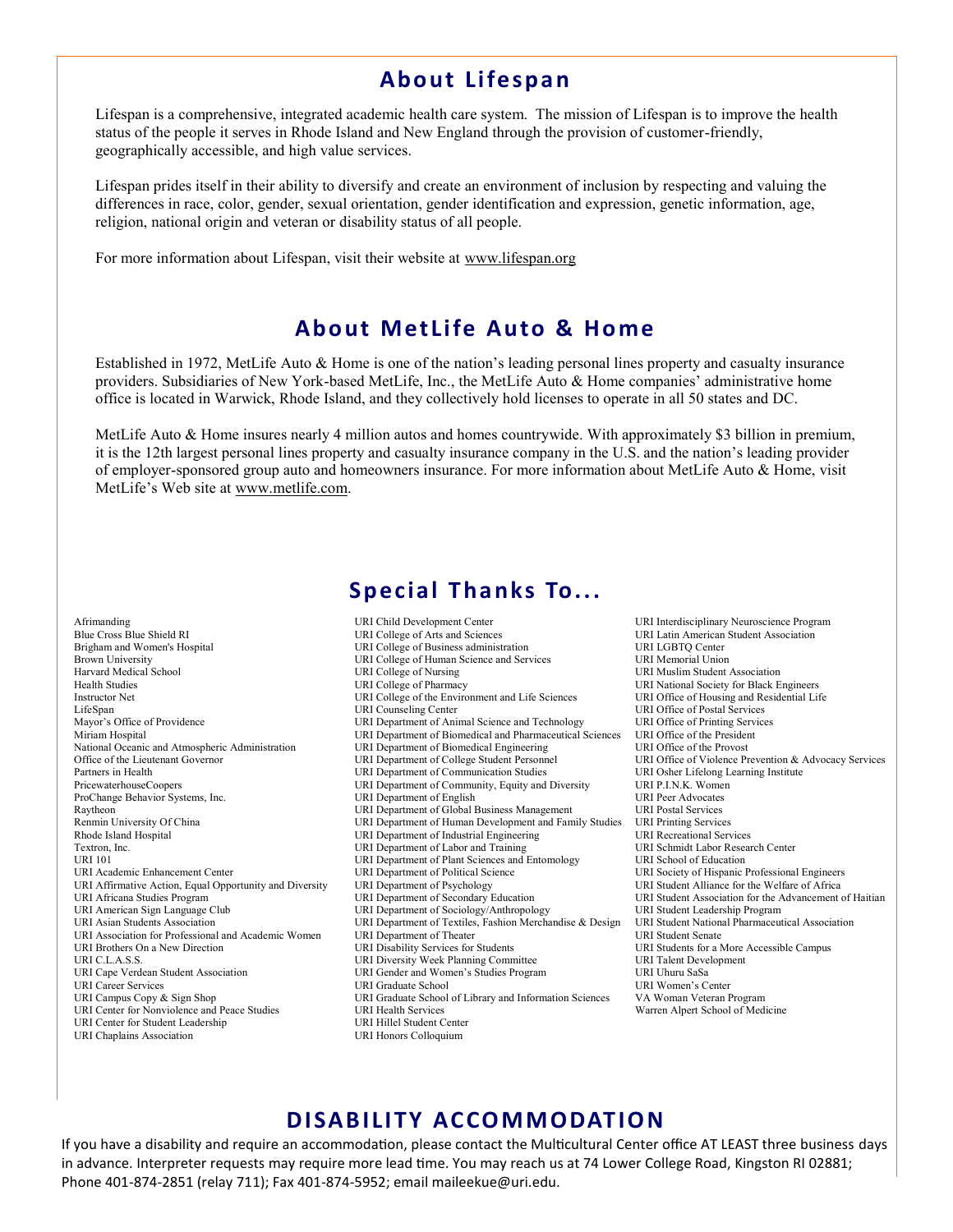## About Lifespan

Lifespan is a comprehensive, integrated academic health care system. The mission of Lifespan is to improve the health status of the people it serves in Rhode Island and New England through the provision of customer-friendly, geographically accessible, and high value services.

Lifespan prides itself in their ability to diversify and create an environment of inclusion by respecting and valuing the differences in race, color, gender, sexual orientation, gender identification and expression, genetic information, age, religion, national origin and veteran or disability status of all people.

For more information about Lifespan, visit their website at www.lifespan.org

## About MetLife Auto & Home

Established in 1972, MetLife Auto & Home is one of the nation's leading personal lines property and casualty insurance providers. Subsidiaries of New York-based MetLife, Inc., the MetLife Auto & Home companies' administrative home office is located in Warwick, Rhode Island, and they collectively hold licenses to operate in all 50 states and DC.

MetLife Auto & Home insures nearly 4 million autos and homes countrywide. With approximately $3 billion in premium, it is the 12th largest personal lines property and casualty insurance company in the U.S. and the nation's leading provider of employer-sponsored group auto and homeowners insurance. For more information about MetLife Auto & Home, visit MetLife's Web site at www.metlife.com.

## Special Thanks To...

Afrimanding
Blue Cross Blue Shield RI
Brigham and Women's Hospital
Brown University
Harvard Medical School
Health Studies
Instructor Net
LifeSpan
Mayor's Office of Providence
Miriam Hospital
National Oceanic and Atmospheric Administration
Office of the Lieutenant Governor
Partners in Health
PricewaterhouseCoopers
ProChange Behavior Systems, Inc.
Raytheon
Renmin University Of China
Rhode Island Hospital
Textron, Inc.
URI 101
URI Academic Enhancement Center
URI Affirmative Action, Equal Opportunity and Diversity
URI Africana Studies Program
URI American Sign Language Club
URI Asian Students Association
URI Association for Professional and Academic Women
URI Brothers On a New Direction
URI C.L.A.S.S.
URI Cape Verdean Student Association
URI Career Services
URI Campus Copy & Sign Shop
URI Center for Nonviolence and Peace Studies
URI Center for Student Leadership
URI Chaplains Association
URI Child Development Center
URI College of Arts and Sciences
URI College of Business administration
URI College of Human Science and Services
URI College of Nursing
URI College of Pharmacy
URI College of the Environment and Life Sciences
URI Counseling Center
URI Department of Animal Science and Technology
URI Department of Biomedical and Pharmaceutical Sciences
URI Department of Biomedical Engineering
URI Department of College Student Personnel
URI Department of Communication Studies
URI Department of Community, Equity and Diversity
URI Department of English
URI Department of Global Business Management
URI Department of Human Development and Family Studies
URI Department of Industrial Engineering
URI Department of Labor and Training
URI Department of Plant Sciences and Entomology
URI Department of Political Science
URI Department of Psychology
URI Department of Secondary Education
URI Department of Sociology/Anthropology
URI Department of Textiles, Fashion Merchandise & Design
URI Department of Theater
URI Disability Services for Students
URI Diversity Week Planning Committee
URI Gender and Women's Studies Program
URI Graduate School
URI Graduate School of Library and Information Sciences
URI Health Services
URI Hillel Student Center
URI Honors Colloquium
URI Interdisciplinary Neuroscience Program
URI Latin American Student Association
URI LGBTQ Center
URI Memorial Union
URI Muslim Student Association
URI National Society for Black Engineers
URI Office of Housing and Residential Life
URI Office of Postal Services
URI Office of Printing Services
URI Office of the President
URI Office of the Provost
URI Office of Violence Prevention & Advocacy Services
URI Osher Lifelong Learning Institute
URI P.I.N.K. Women
URI Peer Advocates
URI Postal Services
URI Printing Services
URI Recreational Services
URI Schmidt Labor Research Center
URI School of Education
URI Society of Hispanic Professional Engineers
URI Student Alliance for the Welfare of Africa
URI Student Association for the Advancement of Haitian
URI Student Leadership Program
URI Student National Pharmaceutical Association
URI Student Senate
URI Students for a More Accessible Campus
URI Talent Development
URI Uhuru SaSa
URI Women's Center
VA Woman Veteran Program
Warren Alpert School of Medicine

## DISABILITY ACCOMMODATION

If you have a disability and require an accommodation, please contact the Multicultural Center office AT LEAST three business days in advance. Interpreter requests may require more lead time. You may reach us at 74 Lower College Road, Kingston RI 02881; Phone 401-874-2851 (relay 711); Fax 401-874-5952; email maileekue@uri.edu.